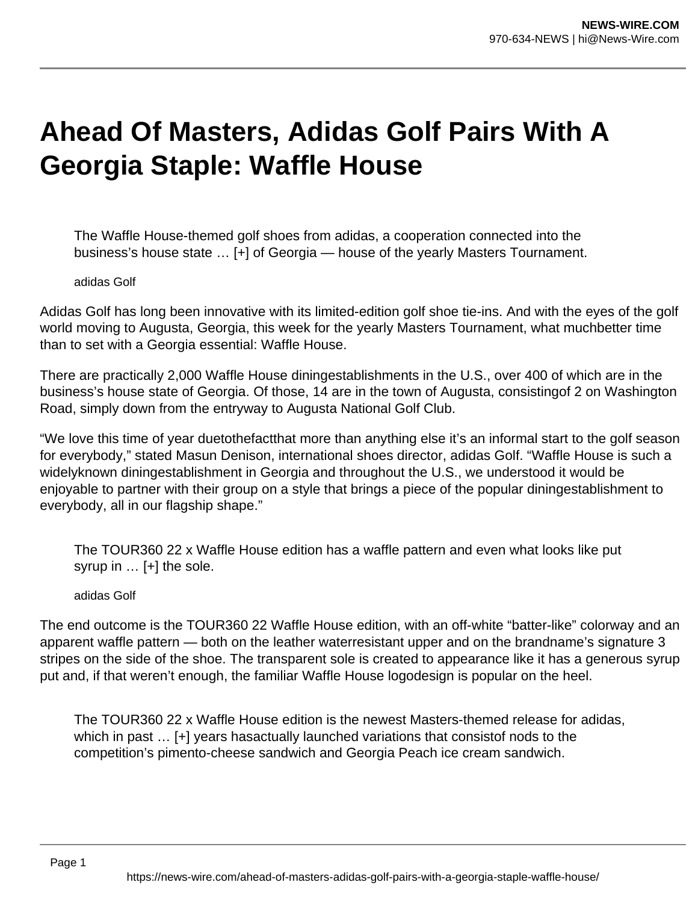# Ahead Of Masters, Adidas Golf Pairs With A Georgia Staple: Waffle House

The Waffle House-themed golf shoes from adidas, a cooperation connected into the business's house state … [+] of Georgia — house of the yearly Masters Tournament.

adidas Golf

Adidas Golf has long been innovative with its limited-edition golf shoe tie-ins. And with the eyes of the golf world moving to Augusta, Georgia, this week for the yearly Masters Tournament, what muchbetter time than to set with a Georgia essential: Waffle House.

There are practically 2,000 Waffle House diningestablishments in the U.S., over 400 of which are in the business's house state of Georgia. Of those, 14 are in the town of Augusta, consistingof 2 on Washington Road, simply down from the entryway to Augusta National Golf Club.

"We love this time of year duetothefactthat more than anything else it's an informal start to the golf season for everybody," stated Masun Denison, international shoes director, adidas Golf. "Waffle House is such a widelyknown diningestablishment in Georgia and throughout the U.S., we understood it would be enjoyable to partner with their group on a style that brings a piece of the popular diningestablishment to everybody, all in our flagship shape."

The TOUR360 22 x Waffle House edition has a waffle pattern and even what looks like put syrup in … [+] the sole.

adidas Golf

The end outcome is the TOUR360 22 Waffle House edition, with an off-white "batter-like" colorway and an apparent waffle pattern — both on the leather waterresistant upper and on the brandname's signature 3 stripes on the side of the shoe. The transparent sole is created to appearance like it has a generous syrup put and, if that weren't enough, the familiar Waffle House logodesign is popular on the heel.

The TOUR360 22 x Waffle House edition is the newest Masters-themed release for adidas, which in past … [+] years hasactually launched variations that consistof nods to the competition's pimento-cheese sandwich and Georgia Peach ice cream sandwich.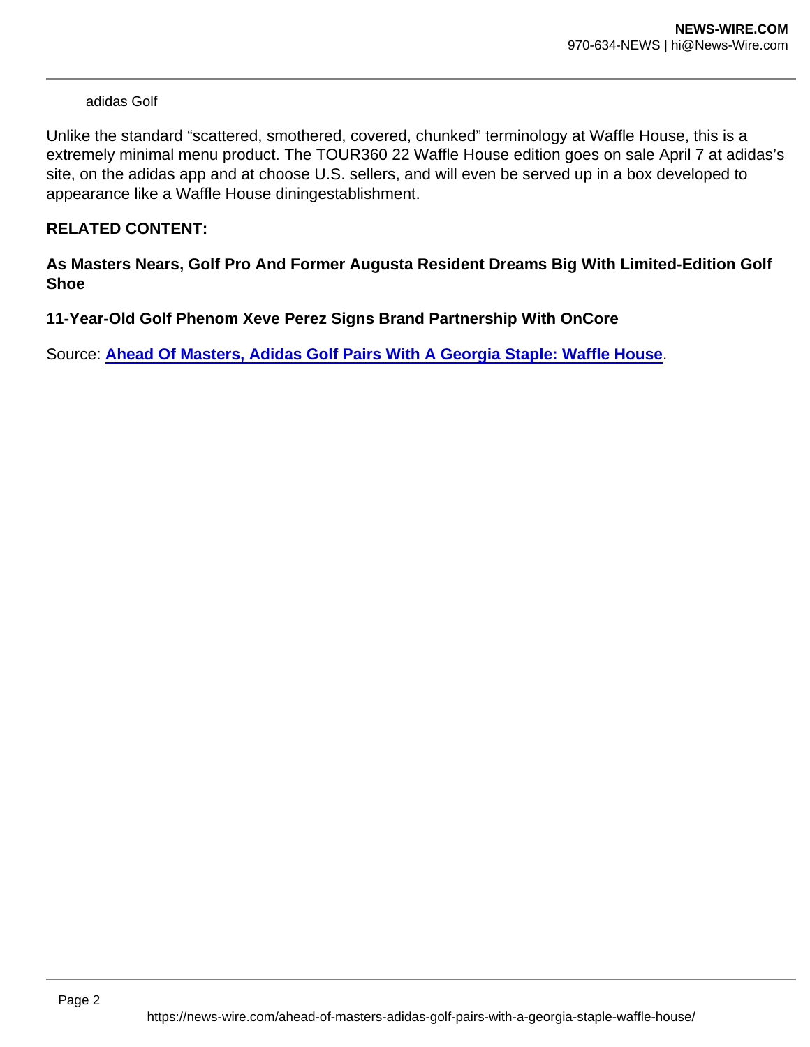adidas Golf

Unlike the standard “scattered, smothered, covered, chunked” terminology at Waffle House, this is a extremely minimal menu product. The TOUR360 22 Waffle House edition goes on sale April 7 at adidas’s site, on the adidas app and at choose U.S. sellers, and will even be served up in a box developed to appearance like a Waffle House diningestablishment.

**RELATED CONTENT:**

**As Masters Nears, Golf Pro And Former Augusta Resident Dreams Big With Limited-Edition Golf Shoe**

**11-Year-Old Golf Phenom Xeve Perez Signs Brand Partnership With OnCore**

Source: **Ahead Of Masters, Adidas Golf Pairs With A Georgia Staple: Waffle House**.